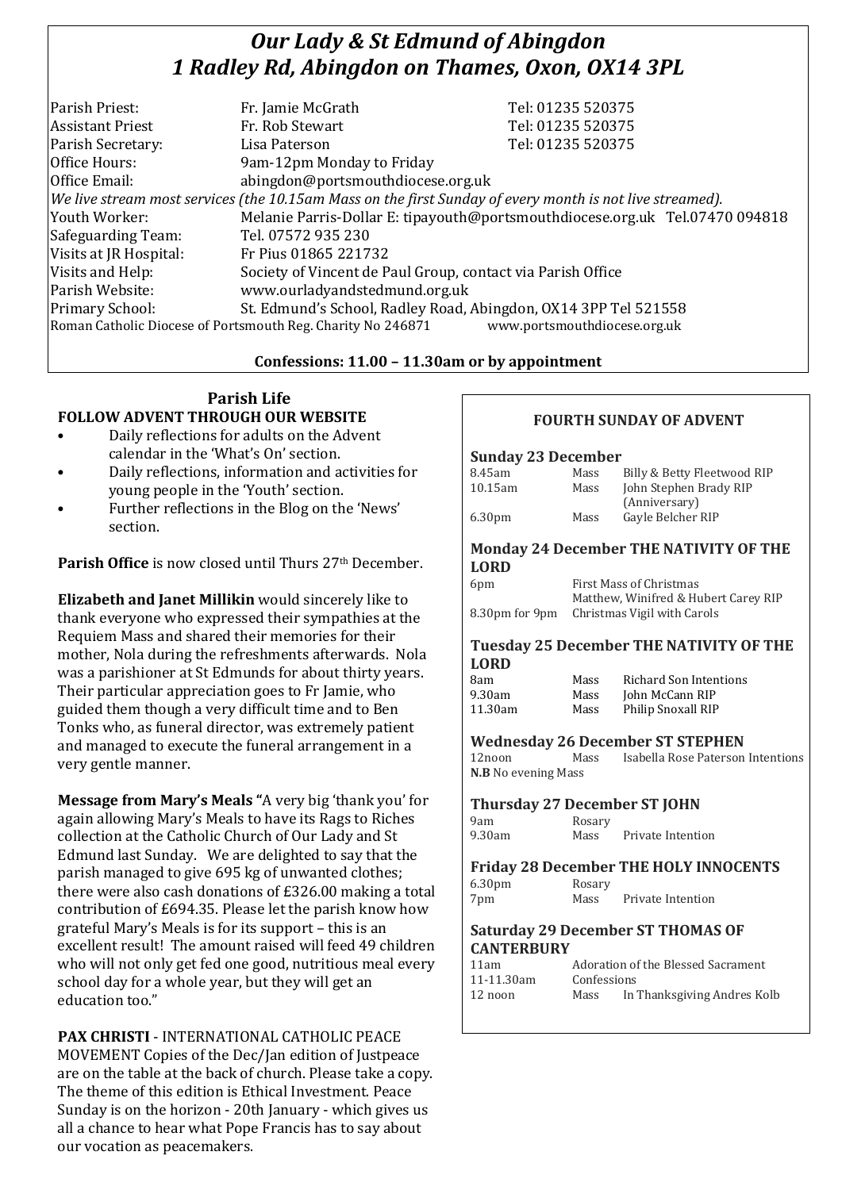# *Our Lady & St Edmund of Abingdon*
# *1 Radley Rd, Abingdon on Thames, Oxon, OX14 3PL*

| | | |
|---|---|---|
| Parish Priest: | Fr. Jamie McGrath | Tel: 01235 520375 |
| Assistant Priest | Fr. Rob Stewart | Tel: 01235 520375 |
| Parish Secretary: | Lisa Paterson | Tel: 01235 520375 |
| Office Hours: | 9am-12pm Monday to Friday | |
| Office Email: | abingdon@portsmouthdiocese.org.uk | |

*We live stream most services (the 10.15am Mass on the first Sunday of every month is not live streamed).*

| | |
|---|---|
| Youth Worker: | Melanie Parris-Dollar E: tipayouth@portsmouthdiocese.org.uk Tel.07470 094818 |
| Safeguarding Team: | Tel. 07572 935 230 |
| Visits at JR Hospital: | Fr Pius 01865 221732 |
| Visits and Help: | Society of Vincent de Paul Group, contact via Parish Office |
| Parish Website: | www.ourladyandstedmund.org.uk |
| Primary School: | St. Edmund's School, Radley Road, Abingdon, OX14 3PP Tel 521558 |

Roman Catholic Diocese of Portsmouth Reg. Charity No 246871 www.portsmouthdiocese.org.uk

**Confessions: 11.00 – 11.30am or by appointment**

## Parish Life

**FOLLOW ADVENT THROUGH OUR WEBSITE**

- Daily reflections for adults on the Advent calendar in the 'What's On' section.
- Daily reflections, information and activities for young people in the 'Youth' section.
- Further reflections in the Blog on the 'News' section.

**Parish Office** is now closed until Thurs 27th December.

**Elizabeth and Janet Millikin** would sincerely like to thank everyone who expressed their sympathies at the Requiem Mass and shared their memories for their mother, Nola during the refreshments afterwards. Nola was a parishioner at St Edmunds for about thirty years. Their particular appreciation goes to Fr Jamie, who guided them though a very difficult time and to Ben Tonks who, as funeral director, was extremely patient and managed to execute the funeral arrangement in a very gentle manner.

**Message from Mary's Meals "**A very big 'thank you' for again allowing Mary's Meals to have its Rags to Riches collection at the Catholic Church of Our Lady and St Edmund last Sunday. We are delighted to say that the parish managed to give 695 kg of unwanted clothes; there were also cash donations of £326.00 making a total contribution of £694.35. Please let the parish know how grateful Mary's Meals is for its support – this is an excellent result! The amount raised will feed 49 children who will not only get fed one good, nutritious meal every school day for a whole year, but they will get an education too."

**PAX CHRISTI** - INTERNATIONAL CATHOLIC PEACE MOVEMENT Copies of the Dec/Jan edition of Justpeace are on the table at the back of church. Please take a copy. The theme of this edition is Ethical Investment. Peace Sunday is on the horizon - 20th January - which gives us all a chance to hear what Pope Francis has to say about our vocation as peacemakers.

## FOURTH SUNDAY OF ADVENT

### Sunday 23 December

| | | |
|---|---|---|
| 8.45am | Mass | Billy & Betty Fleetwood RIP |
| 10.15am | Mass | John Stephen Brady RIP (Anniversary) |
| 6.30pm | Mass | Gayle Belcher RIP |

### Monday 24 December THE NATIVITY OF THE LORD

| | |
|---|---|
| 6pm | First Mass of Christmas<br>Matthew, Winifred & Hubert Carey RIP |
| 8.30pm for 9pm | Christmas Vigil with Carols |

### Tuesday 25 December THE NATIVITY OF THE LORD

| | | |
|---|---|---|
| 8am | Mass | Richard Son Intentions |
| 9.30am | Mass | John McCann RIP |
| 11.30am | Mass | Philip Snoxall RIP |

### Wednesday 26 December ST STEPHEN

| | | |
|---|---|---|
| 12noon | Mass | Isabella Rose Paterson Intentions |

**N.B** No evening Mass

### Thursday 27 December ST JOHN

| | | |
|---|---|---|
| 9am | Rosary | |
| 9.30am | Mass | Private Intention |

### Friday 28 December THE HOLY INNOCENTS

| | | |
|---|---|---|
| 6.30pm | Rosary | |
| 7pm | Mass | Private Intention |

### Saturday 29 December ST THOMAS OF CANTERBURY

| | | |
|---|---|---|
| 11am | Adoration of the Blessed Sacrament | |
| 11-11.30am | Confessions | |
| 12 noon | Mass | In Thanksgiving Andres Kolb |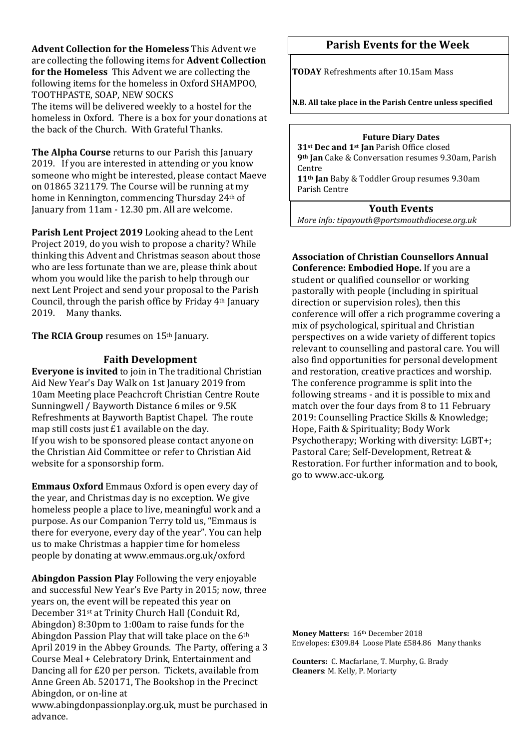**Advent Collection for the Homeless** This Advent we are collecting the following items for **Advent Collection for the Homeless** This Advent we are collecting the following items for the homeless in Oxford SHAMPOO, TOOTHPASTE, SOAP, NEW SOCKS

The items will be delivered weekly to a hostel for the homeless in Oxford. There is a box for your donations at the back of the Church. With Grateful Thanks.

**The Alpha Course** returns to our Parish this January 2019. If you are interested in attending or you know someone who might be interested, please contact Maeve on 01865 321179. The Course will be running at my home in Kennington, commencing Thursday 24th of January from 11am - 12.30 pm. All are welcome.

**Parish Lent Project 2019** Looking ahead to the Lent Project 2019, do you wish to propose a charity? While thinking this Advent and Christmas season about those who are less fortunate than we are, please think about whom you would like the parish to help through our next Lent Project and send your proposal to the Parish Council, through the parish office by Friday 4th January 2019. Many thanks.

**The RCIA Group** resumes on 15th January.

## Faith Development

**Everyone is invited** to join in The traditional Christian Aid New Year's Day Walk on 1st January 2019 from 10am Meeting place Peachcroft Christian Centre Route Sunningwell / Bayworth Distance 6 miles or 9.5K Refreshments at Bayworth Baptist Chapel. The route map still costs just £1 available on the day.
If you wish to be sponsored please contact anyone on the Christian Aid Committee or refer to Christian Aid website for a sponsorship form.

**Emmaus Oxford** Emmaus Oxford is open every day of the year, and Christmas day is no exception. We give homeless people a place to live, meaningful work and a purpose. As our Companion Terry told us, "Emmaus is there for everyone, every day of the year". You can help us to make Christmas a happier time for homeless people by donating at www.emmaus.org.uk/oxford

**Abingdon Passion Play** Following the very enjoyable and successful New Year's Eve Party in 2015; now, three years on, the event will be repeated this year on December 31st at Trinity Church Hall (Conduit Rd, Abingdon) 8:30pm to 1:00am to raise funds for the Abingdon Passion Play that will take place on the 6th April 2019 in the Abbey Grounds. The Party, offering a 3 Course Meal + Celebratory Drink, Entertainment and Dancing all for £20 per person. Tickets, available from Anne Green Ab. 520171, The Bookshop in the Precinct Abingdon, or on-line at www.abingdonpassionplay.org.uk, must be purchased in advance.

## Parish Events for the Week

**TODAY** Refreshments after 10.15am Mass

**N.B. All take place in the Parish Centre unless specified**

**Future Diary Dates**

**31st Dec and 1st Jan** Parish Office closed
**9th Jan** Cake & Conversation resumes 9.30am, Parish Centre
**11th Jan** Baby & Toddler Group resumes 9.30am Parish Centre

## Youth Events

*More info: tipayouth@portsmouthdiocese.org.uk*

**Association of Christian Counsellors Annual Conference: Embodied Hope.** If you are a student or qualified counsellor or working pastorally with people (including in spiritual direction or supervision roles), then this conference will offer a rich programme covering a mix of psychological, spiritual and Christian perspectives on a wide variety of different topics relevant to counselling and pastoral care. You will also find opportunities for personal development and restoration, creative practices and worship. The conference programme is split into the following streams - and it is possible to mix and match over the four days from 8 to 11 February 2019: Counselling Practice Skills & Knowledge; Hope, Faith & Spirituality; Body Work Psychotherapy; Working with diversity: LGBT+; Pastoral Care; Self-Development, Retreat & Restoration. For further information and to book, go to www.acc-uk.org.

**Money Matters:** 16th December 2018
Envelopes: £309.84 Loose Plate £584.86 Many thanks

**Counters:** C. Macfarlane, T. Murphy, G. Brady
**Cleaners**: M. Kelly, P. Moriarty